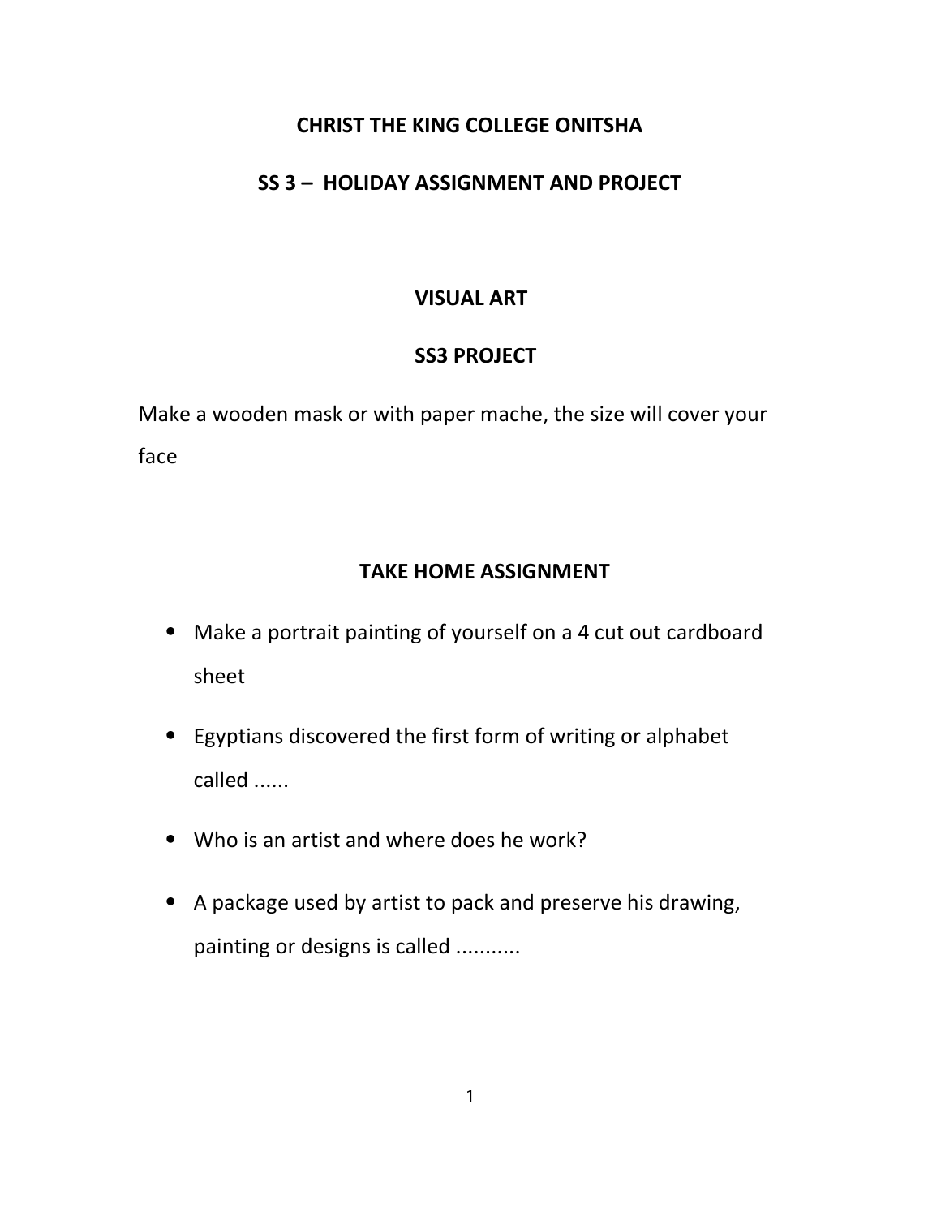# CHRIST THE KING COLLEGE ONITSHA

## SS 3 – HOLIDAY ASSIGNMENT AND PROJECT

## VISUAL ART

### SS3 PROJECT

Make a wooden mask or with paper mache, the size will cover your face

### TAKE HOME ASSIGNMENT

- Make a portrait painting of yourself on a 4 cut out cardboard sheet
- Egyptians discovered the first form of writing or alphabet called ......
- Who is an artist and where does he work?
- A package used by artist to pack and preserve his drawing, painting or designs is called ...........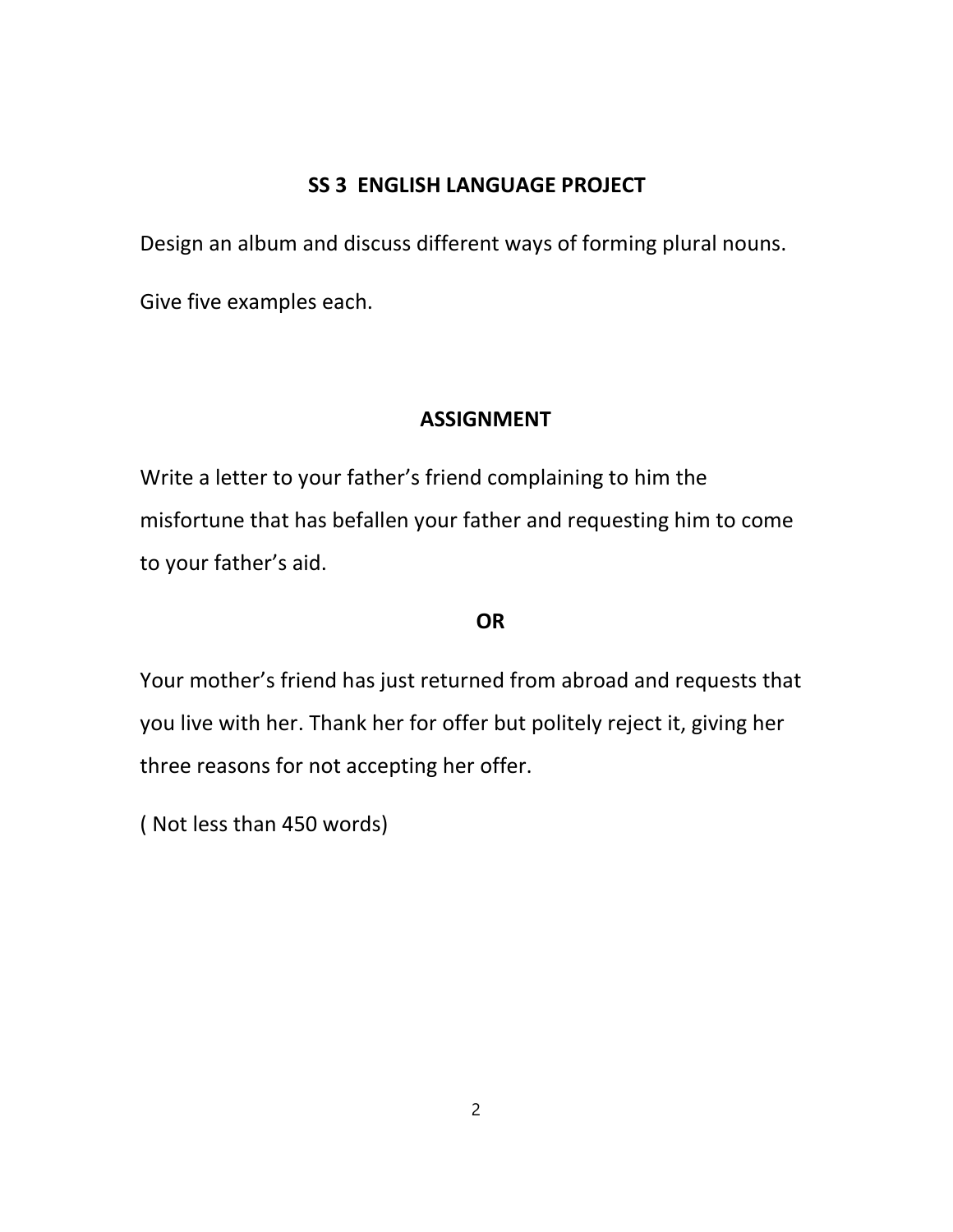## SS 3 ENGLISH LANGUAGE PROJECT

Design an album and discuss different ways of forming plural nouns.

Give five examples each.

## ASSIGNMENT

Write a letter to your father's friend complaining to him the misfortune that has befallen your father and requesting him to come to your father's aid.

**OR**

Your mother's friend has just returned from abroad and requests that you live with her. Thank her for offer but politely reject it, giving her three reasons for not accepting her offer.

( Not less than 450 words)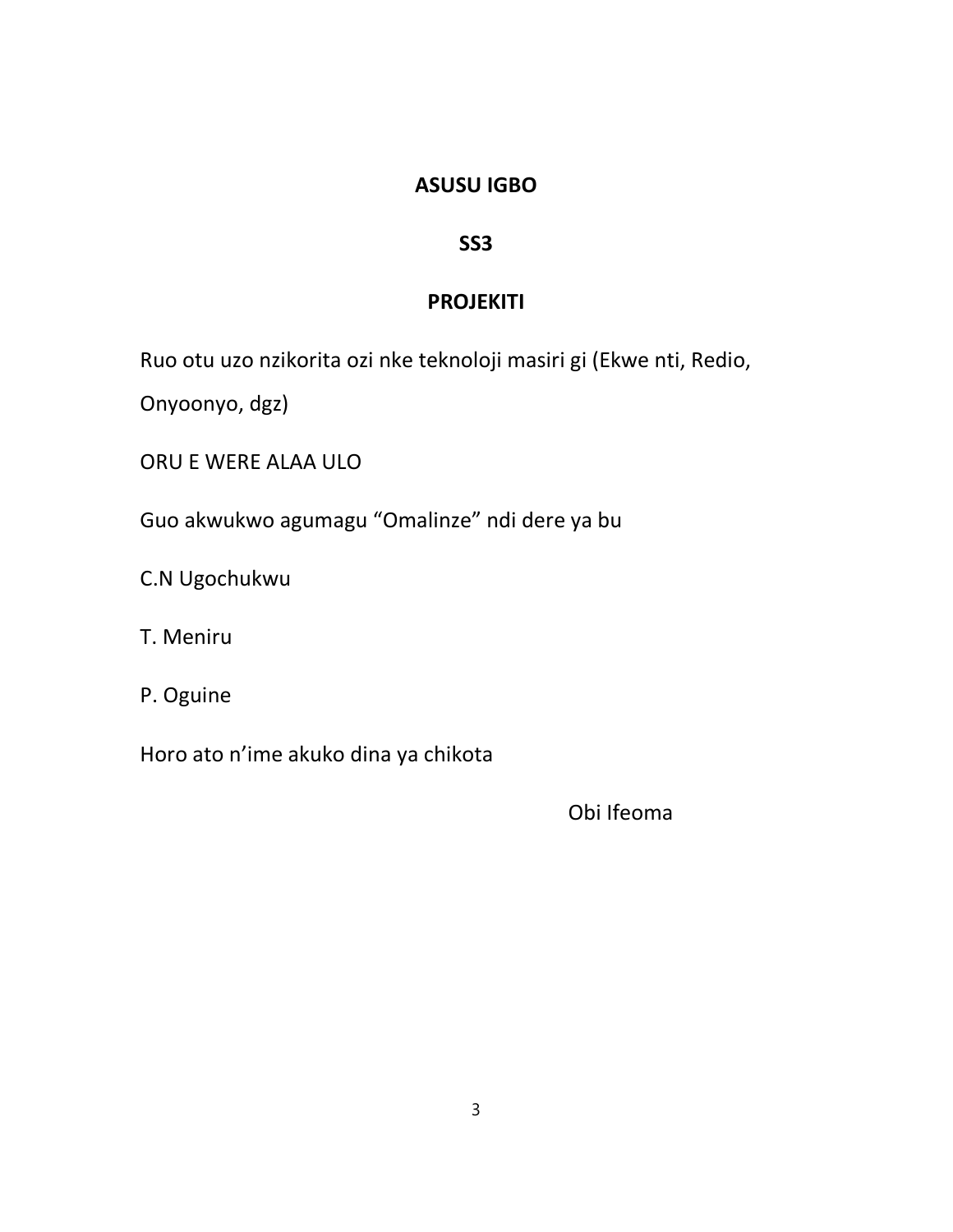**ASUSU IGBO**

**SS3**

**PROJEKITI**

Ruo otu uzo nzikorita ozi nke teknoloji masiri gi (Ekwe nti, Redio, Onyoonyo, dgz)

ORU E WERE ALAA ULO

Guo akwukwo agumagu "Omalinze" ndi dere ya bu

C.N Ugochukwu

T. Meniru

P. Oguine

Horo ato n'ime akuko dina ya chikota

Obi Ifeoma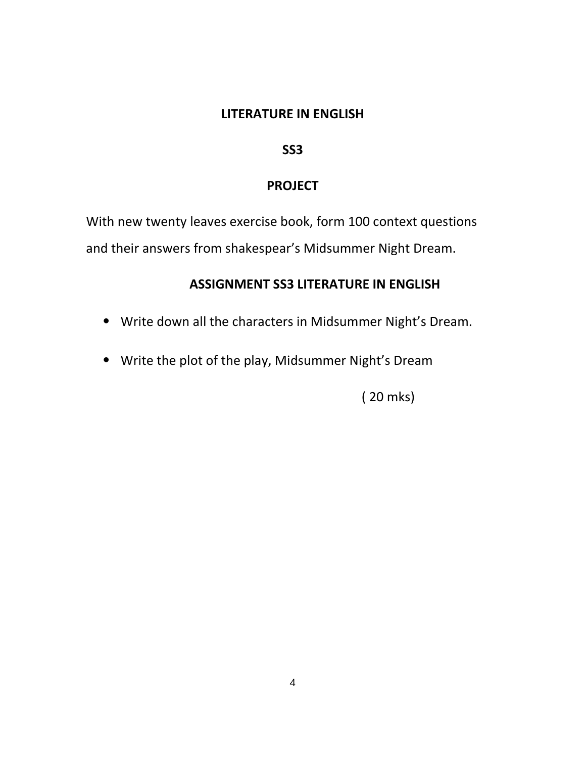**LITERATURE IN ENGLISH**

**SS3**

**PROJECT**

With new twenty leaves exercise book, form 100 context questions and their answers from shakespear's Midsummer Night Dream.

**ASSIGNMENT SS3 LITERATURE IN ENGLISH**

- Write down all the characters in Midsummer Night's Dream.
- Write the plot of the play, Midsummer Night's Dream

( 20 mks)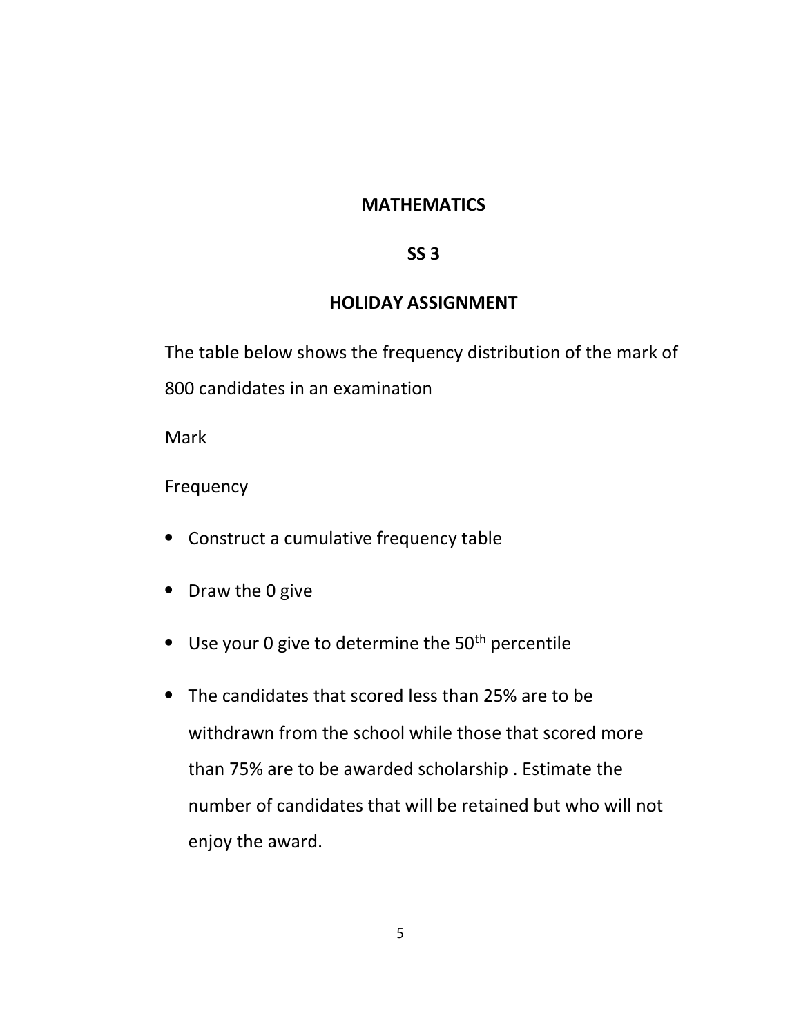**MATHEMATICS**

**SS 3**

**HOLIDAY ASSIGNMENT**

The table below shows the frequency distribution of the mark of 800 candidates in an examination

Mark

Frequency

- Construct a cumulative frequency table
- Draw the 0 give
- Use your 0 give to determine the 50th percentile
- The candidates that scored less than 25% are to be withdrawn from the school while those that scored more than 75% are to be awarded scholarship . Estimate the number of candidates that will be retained but who will not enjoy the award.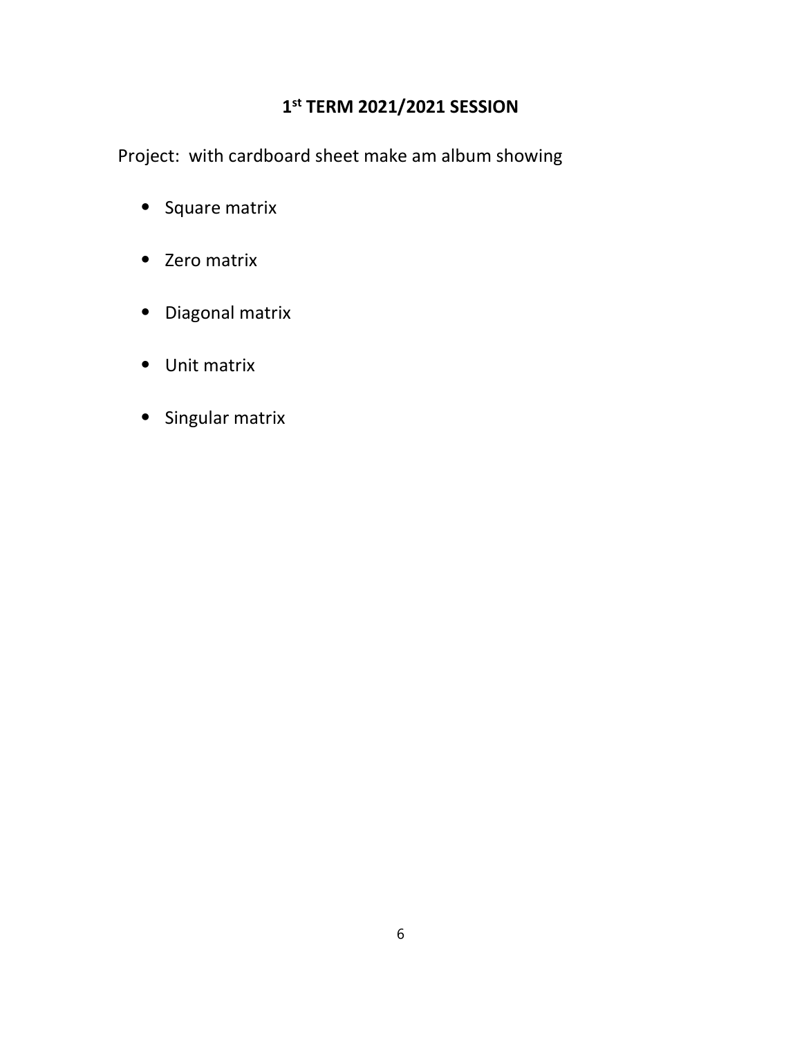## 1st TERM 2021/2021 SESSION

Project: with cardboard sheet make am album showing

- Square matrix
- Zero matrix
- Diagonal matrix
- Unit matrix
- Singular matrix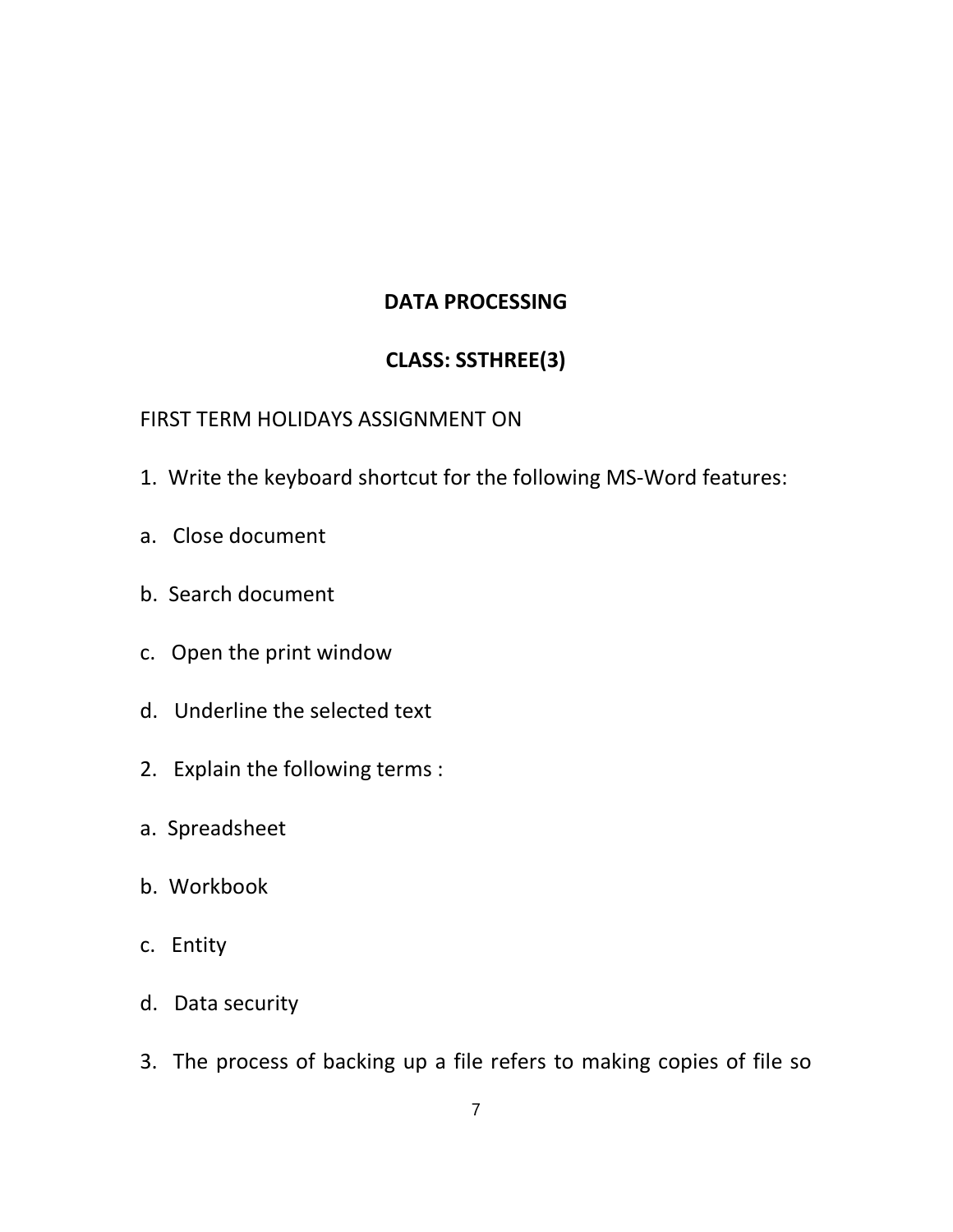**DATA PROCESSING**

**CLASS: SSTHREE(3)**

FIRST TERM HOLIDAYS ASSIGNMENT ON

1. Write the keyboard shortcut for the following MS-Word features:

a. Close document

b. Search document

c. Open the print window

d. Underline the selected text

2. Explain the following terms :

a. Spreadsheet

b. Workbook

c. Entity

d. Data security

3. The process of backing up a file refers to making copies of file so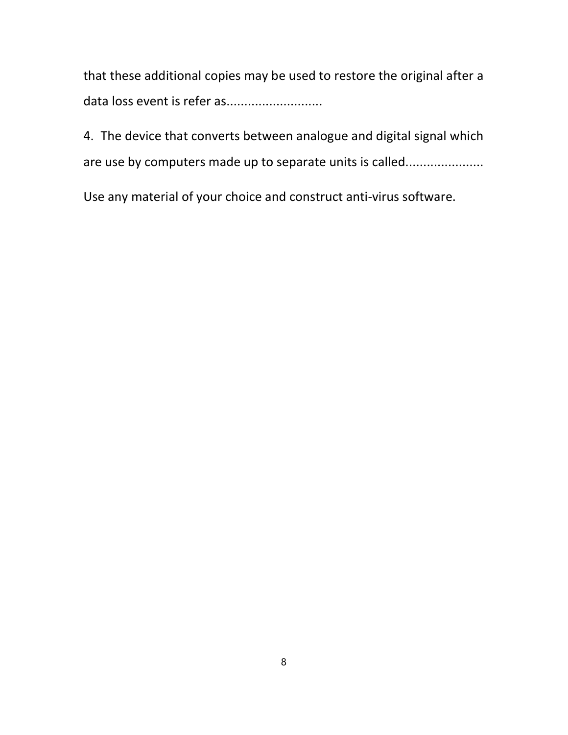that these additional copies may be used to restore the original after a data loss event is refer as...........................

4. The device that converts between analogue and digital signal which are use by computers made up to separate units is called......................

Use any material of your choice and construct anti-virus software.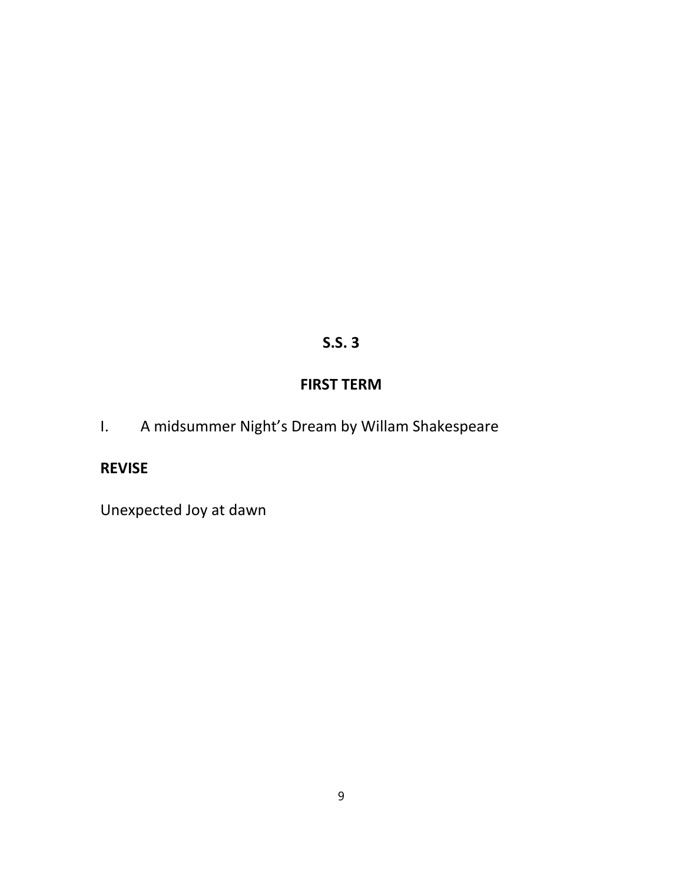## S.S. 3

## FIRST TERM

I. A midsummer Night's Dream by Willam Shakespeare

**REVISE**

Unexpected Joy at dawn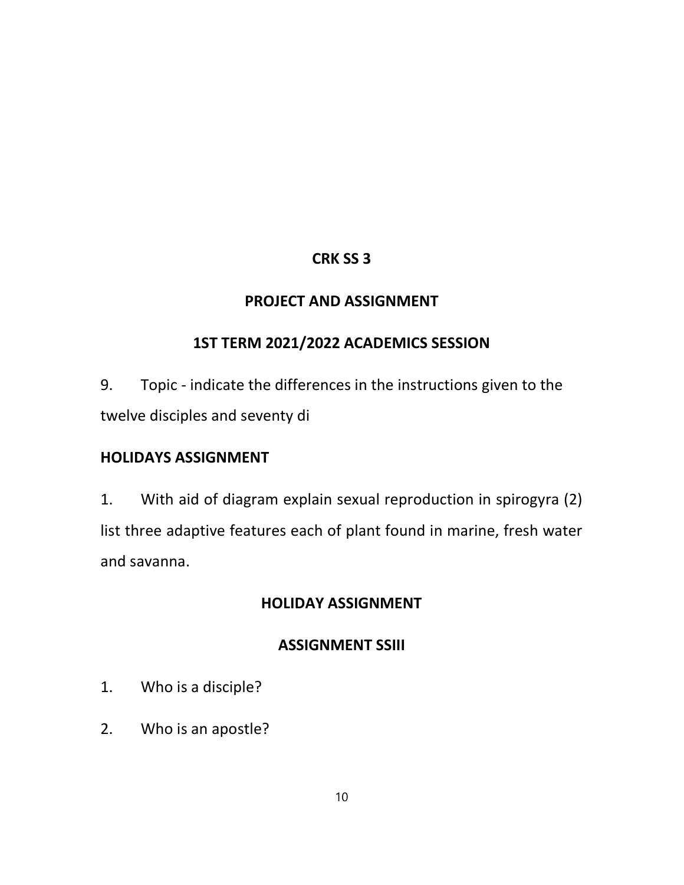## CRK SS 3

## PROJECT AND ASSIGNMENT

## 1ST TERM 2021/2022 ACADEMICS SESSION

9. Topic - indicate the differences in the instructions given to the twelve disciples and seventy di

## HOLIDAYS ASSIGNMENT

1. With aid of diagram explain sexual reproduction in spirogyra (2) list three adaptive features each of plant found in marine, fresh water and savanna.

## HOLIDAY ASSIGNMENT

## ASSIGNMENT SSIII

1. Who is a disciple?
2. Who is an apostle?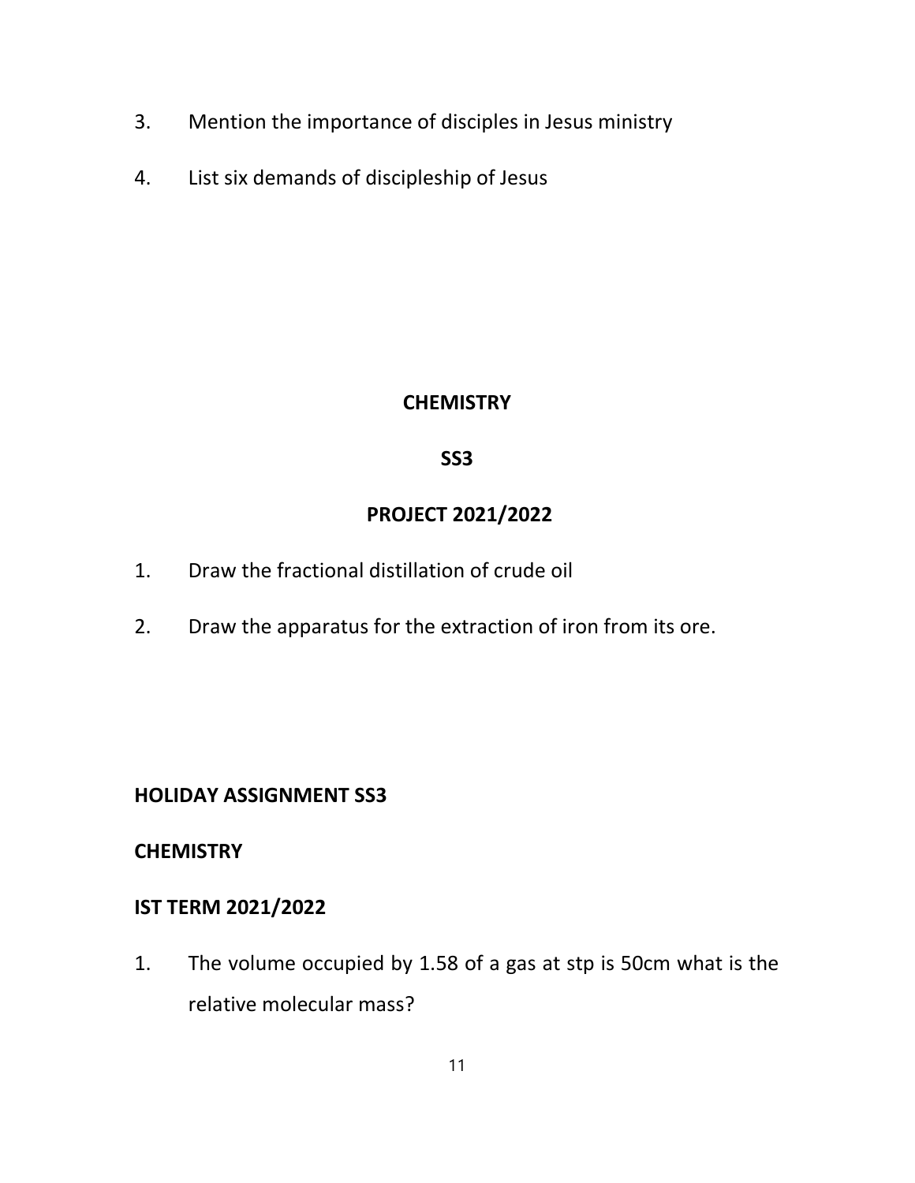3. Mention the importance of disciples in Jesus ministry

4. List six demands of discipleship of Jesus

**CHEMISTRY**

**SS3**

**PROJECT 2021/2022**

1. Draw the fractional distillation of crude oil

2. Draw the apparatus for the extraction of iron from its ore.

**HOLIDAY ASSIGNMENT SS3**

**CHEMISTRY**

**IST TERM 2021/2022**

1. The volume occupied by 1.58 of a gas at stp is 50cm what is the relative molecular mass?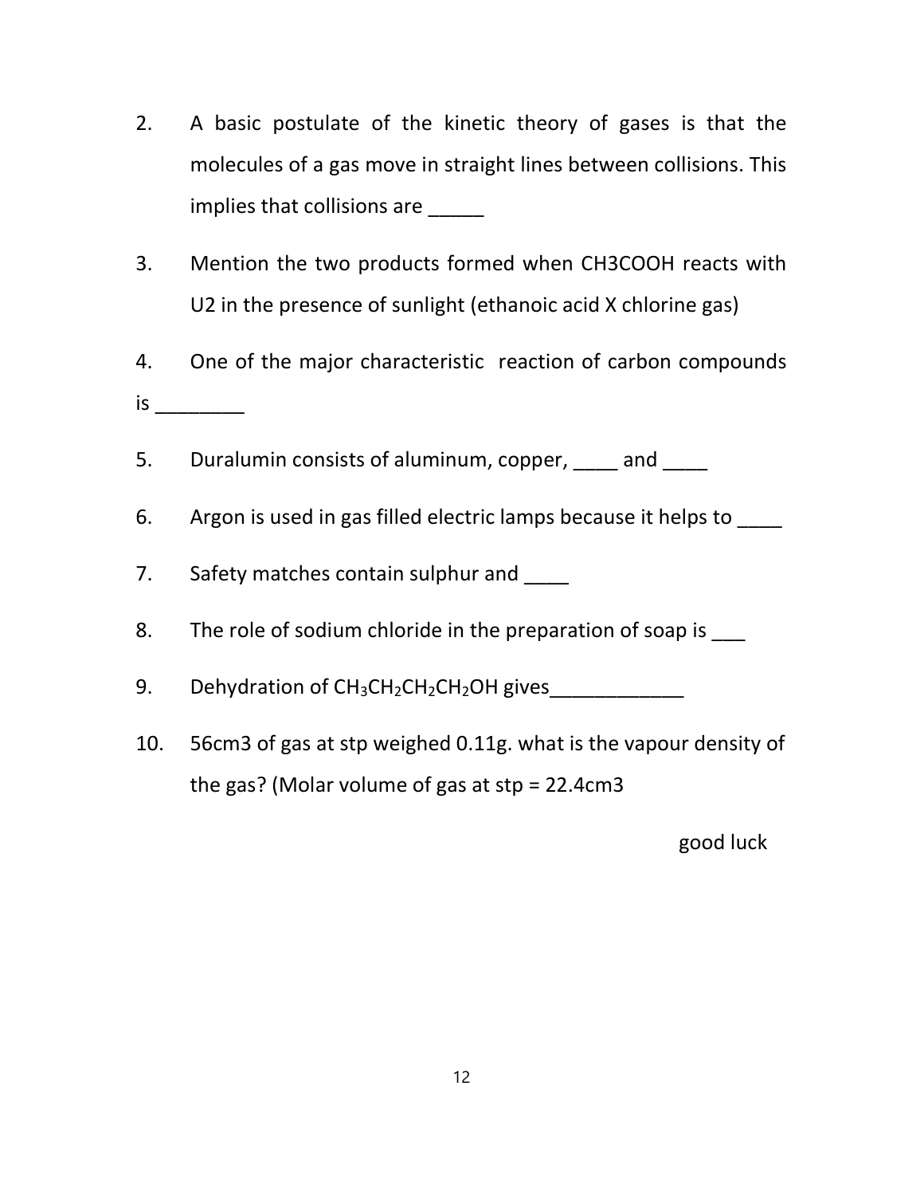2. A basic postulate of the kinetic theory of gases is that the molecules of a gas move in straight lines between collisions. This implies that collisions are _____

3. Mention the two products formed when CH3COOH reacts with U2 in the presence of sunlight (ethanoic acid X chlorine gas)

4. One of the major characteristic reaction of carbon compounds is ________

5. Duralumin consists of aluminum, copper, ____ and ____

6. Argon is used in gas filled electric lamps because it helps to ____

7. Safety matches contain sulphur and ____

8. The role of sodium chloride in the preparation of soap is ___

9. Dehydration of $CH_3CH_2CH_2CH_2OH$ gives____________

10. 56cm3 of gas at stp weighed 0.11g. what is the vapour density of the gas? (Molar volume of gas at stp = 22.4cm3

good luck